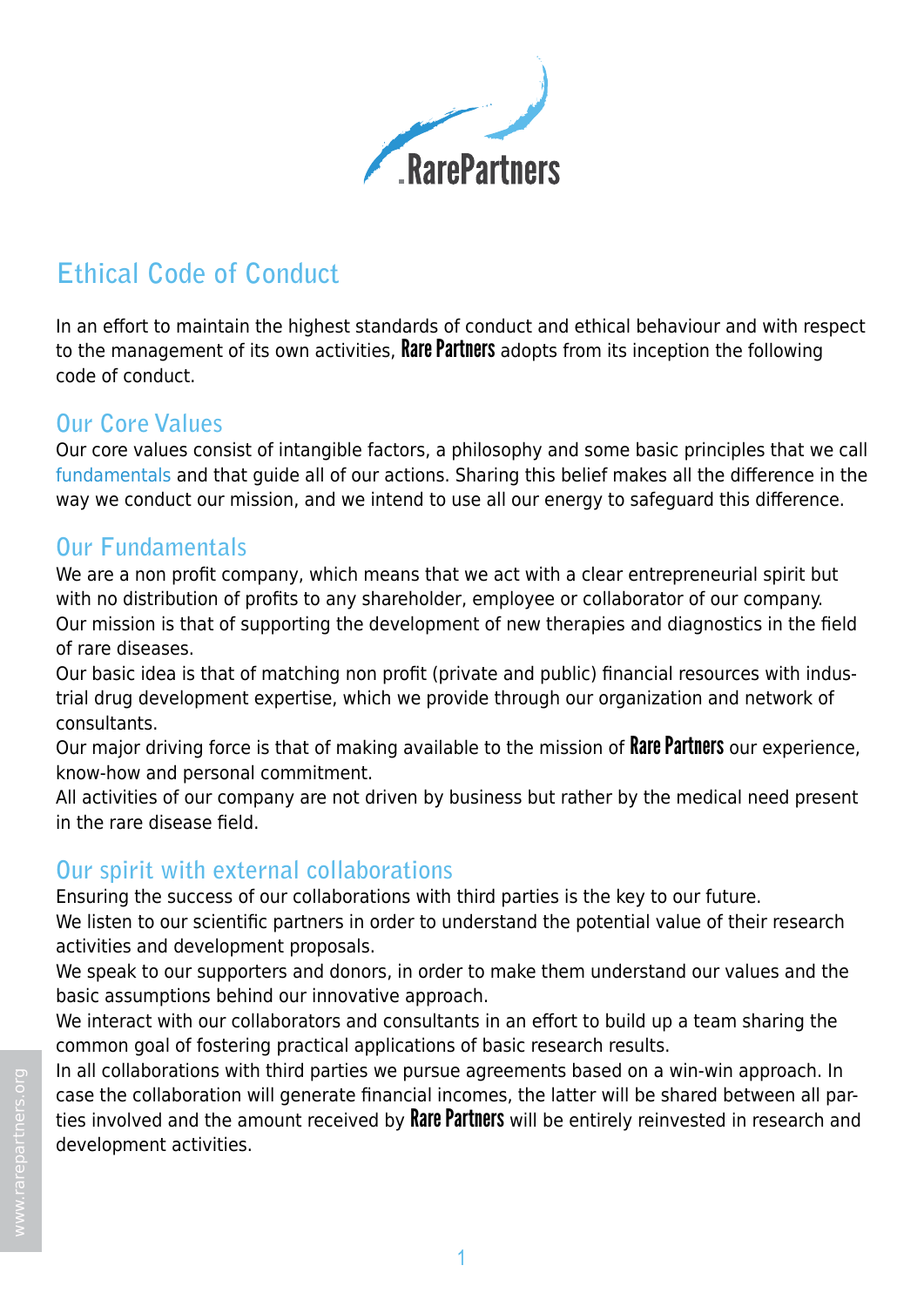# Ethical Code of Conduct

In an effort to maintain the highest standards of conduct and ethical behaviour and with respect to the management of its own activities, **Rare Partners** adopts from its inception the following code of conduct.

## Our Core Values

Our core values consist of intangible factors, a philosophy and some basic principles that we call fundamentals and that guide all of our actions. Sharing this belief makes all the difference in the way we conduct our mission, and we intend to use all our energy to safeguard this difference.

## Our Fundamentals

We are a non profit company, which means that we act with a clear entrepreneurial spirit but with no distribution of profits to any shareholder, employee or collaborator of our company.
Our mission is that of supporting the development of new therapies and diagnostics in the field of rare diseases.
Our basic idea is that of matching non profit (private and public) financial resources with industrial drug development expertise, which we provide through our organization and network of consultants.
Our major driving force is that of making available to the mission of **Rare Partners** our experience, know-how and personal commitment.
All activities of our company are not driven by business but rather by the medical need present in the rare disease field.

## Our spirit with external collaborations

Ensuring the success of our collaborations with third parties is the key to our future.
We listen to our scientific partners in order to understand the potential value of their research activities and development proposals.
We speak to our supporters and donors, in order to make them understand our values and the basic assumptions behind our innovative approach.
We interact with our collaborators and consultants in an effort to build up a team sharing the common goal of fostering practical applications of basic research results.
In all collaborations with third parties we pursue agreements based on a win-win approach. In case the collaboration will generate financial incomes, the latter will be shared between all parties involved and the amount received by **Rare Partners** will be entirely reinvested in research and development activities.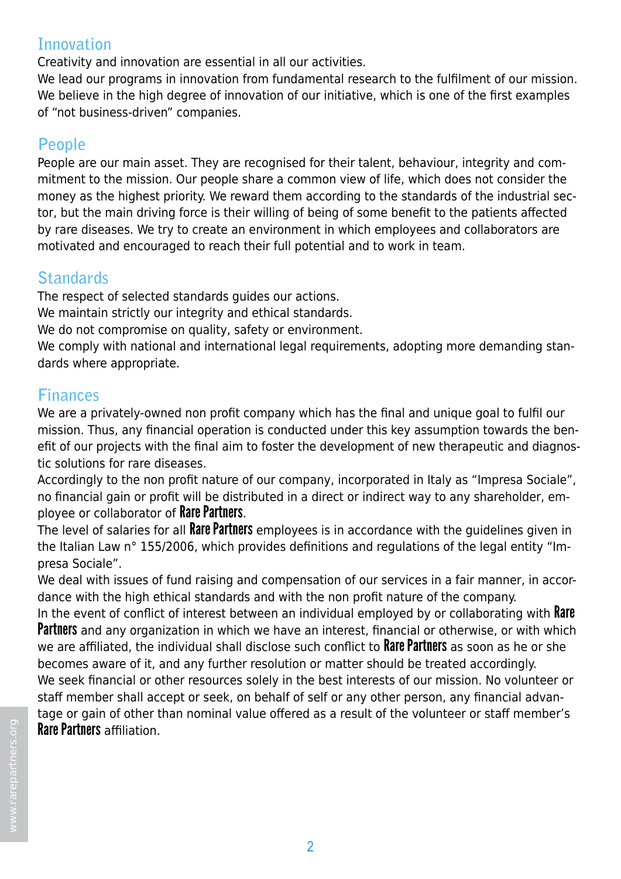## Innovation

Creativity and innovation are essential in all our activities.
We lead our programs in innovation from fundamental research to the fulfilment of our mission.
We believe in the high degree of innovation of our initiative, which is one of the first examples of "not business-driven" companies.

## People

People are our main asset. They are recognised for their talent, behaviour, integrity and commitment to the mission. Our people share a common view of life, which does not consider the money as the highest priority. We reward them according to the standards of the industrial sector, but the main driving force is their willing of being of some benefit to the patients affected by rare diseases. We try to create an environment in which employees and collaborators are motivated and encouraged to reach their full potential and to work in team.

## Standards

The respect of selected standards guides our actions.
We maintain strictly our integrity and ethical standards.
We do not compromise on quality, safety or environment.
We comply with national and international legal requirements, adopting more demanding standards where appropriate.

## Finances

We are a privately-owned non profit company which has the final and unique goal to fulfil our mission. Thus, any financial operation is conducted under this key assumption towards the benefit of our projects with the final aim to foster the development of new therapeutic and diagnostic solutions for rare diseases.
Accordingly to the non profit nature of our company, incorporated in Italy as "Impresa Sociale", no financial gain or profit will be distributed in a direct or indirect way to any shareholder, employee or collaborator of **Rare Partners**.
The level of salaries for all **Rare Partners** employees is in accordance with the guidelines given in the Italian Law n° 155/2006, which provides definitions and regulations of the legal entity "Impresa Sociale".
We deal with issues of fund raising and compensation of our services in a fair manner, in accordance with the high ethical standards and with the non profit nature of the company.
In the event of conflict of interest between an individual employed by or collaborating with **Rare Partners** and any organization in which we have an interest, financial or otherwise, or with which we are affiliated, the individual shall disclose such conflict to **Rare Partners** as soon as he or she becomes aware of it, and any further resolution or matter should be treated accordingly.
We seek financial or other resources solely in the best interests of our mission. No volunteer or staff member shall accept or seek, on behalf of self or any other person, any financial advantage or gain of other than nominal value offered as a result of the volunteer or staff member's **Rare Partners** affiliation.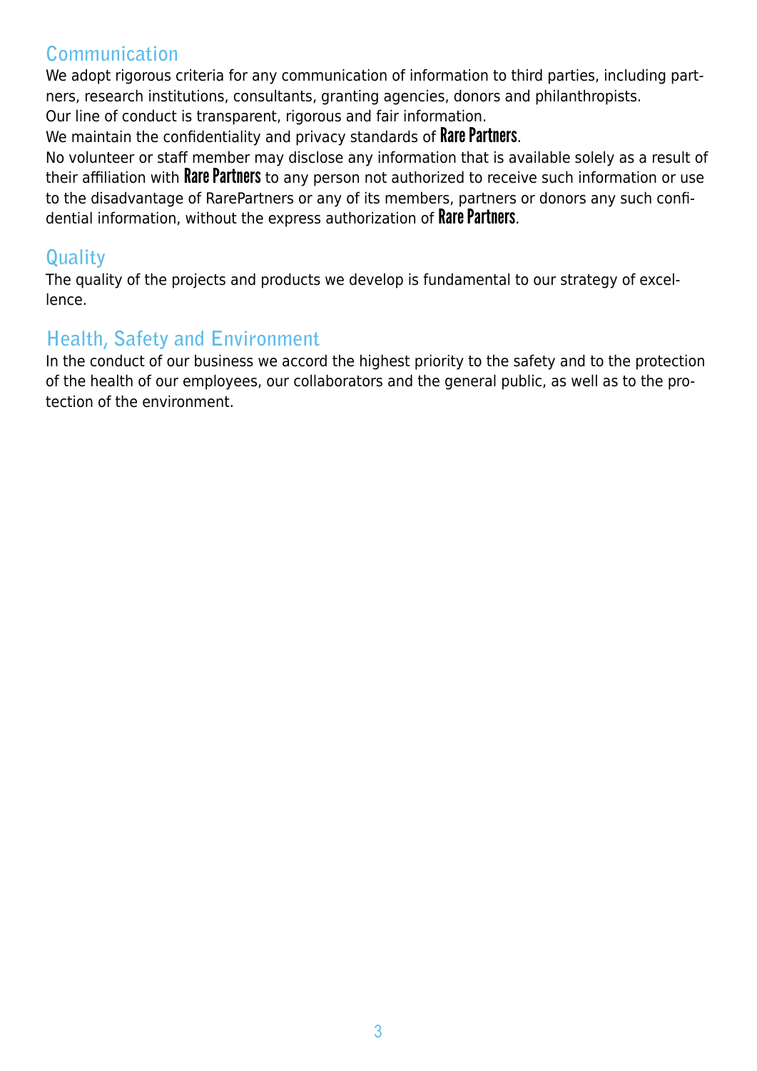## Communication

We adopt rigorous criteria for any communication of information to third parties, including partners, research institutions, consultants, granting agencies, donors and philanthropists.
Our line of conduct is transparent, rigorous and fair information.
We maintain the confidentiality and privacy standards of **Rare Partners**.
No volunteer or staff member may disclose any information that is available solely as a result of their affiliation with **Rare Partners** to any person not authorized to receive such information or use to the disadvantage of RarePartners or any of its members, partners or donors any such confidential information, without the express authorization of **Rare Partners**.

## Quality

The quality of the projects and products we develop is fundamental to our strategy of excellence.

## Health, Safety and Environment

In the conduct of our business we accord the highest priority to the safety and to the protection of the health of our employees, our collaborators and the general public, as well as to the protection of the environment.